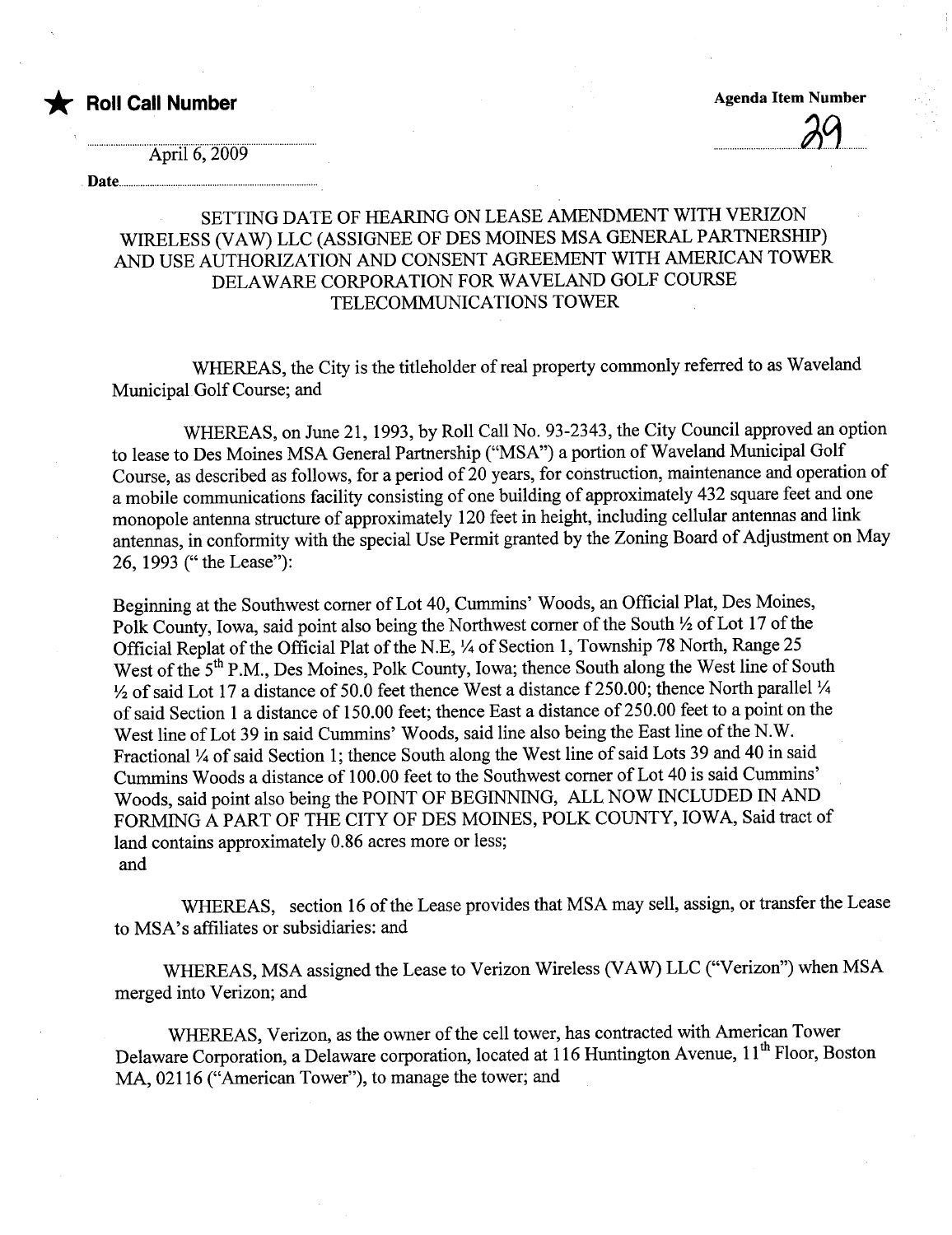★ **Roll Call Number**

April 6, 2009

Date

**Agenda Item Number**

39

SETTING DATE OF HEARING ON LEASE AMENDMENT WITH VERIZON WIRELESS (VAW) LLC (ASSIGNEE OF DES MOINES MSA GENERAL PARTNERSHIP) AND USE AUTHORIZATION AND CONSENT AGREEMENT WITH AMERICAN TOWER DELAWARE CORPORATION FOR WAVELAND GOLF COURSE TELECOMMUNICATIONS TOWER

WHEREAS, the City is the titleholder of real property commonly referred to as Waveland Municipal Golf Course; and

WHEREAS, on June 21, 1993, by Roll Call No. 93-2343, the City Council approved an option to lease to Des Moines MSA General Partnership ("MSA") a portion of Waveland Municipal Golf Course, as described as follows, for a period of 20 years, for construction, maintenance and operation of a mobile communications facility consisting of one building of approximately 432 square feet and one monopole antenna structure of approximately 120 feet in height, including cellular antennas and link antennas, in conformity with the special Use Permit granted by the Zoning Board of Adjustment on May 26, 1993 (" the Lease"):

Beginning at the Southwest corner of Lot 40, Cummins' Woods, an Official Plat, Des Moines, Polk County, Iowa, said point also being the Northwest corner of the South ½ of Lot 17 of the Official Replat of the Official Plat of the N.E, ¼ of Section 1, Township 78 North, Range 25 West of the 5th P.M., Des Moines, Polk County, Iowa; thence South along the West line of South ½ of said Lot 17 a distance of 50.0 feet thence West a distance f 250.00; thence North parallel ¼ of said Section 1 a distance of 150.00 feet; thence East a distance of 250.00 feet to a point on the West line of Lot 39 in said Cummins' Woods, said line also being the East line of the N.W. Fractional ¼ of said Section 1; thence South along the West line of said Lots 39 and 40 in said Cummins Woods a distance of 100.00 feet to the Southwest corner of Lot 40 is said Cummins' Woods, said point also being the POINT OF BEGINNING, ALL NOW INCLUDED IN AND FORMING A PART OF THE CITY OF DES MOINES, POLK COUNTY, IOWA, Said tract of land contains approximately 0.86 acres more or less;
and

WHEREAS, section 16 of the Lease provides that MSA may sell, assign, or transfer the Lease to MSA's affiliates or subsidiaries: and

WHEREAS, MSA assigned the Lease to Verizon Wireless (VAW) LLC ("Verizon") when MSA merged into Verizon; and

WHEREAS, Verizon, as the owner of the cell tower, has contracted with American Tower Delaware Corporation, a Delaware corporation, located at 116 Huntington Avenue, 11th Floor, Boston MA, 02116 ("American Tower"), to manage the tower; and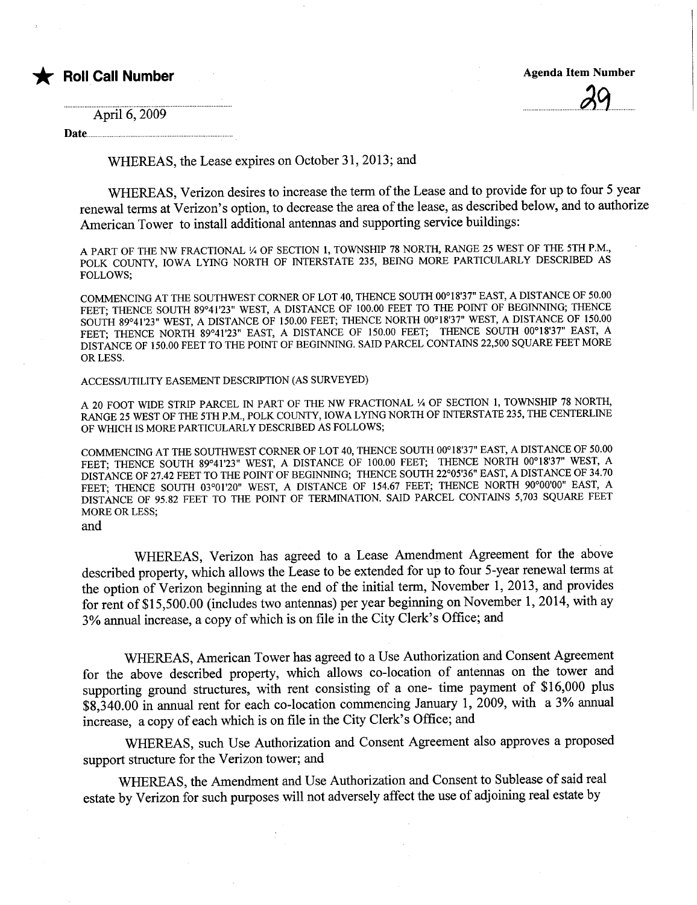★ **Roll Call Number**

April 6, 2009

Date

**Agenda Item Number**

29

WHEREAS, the Lease expires on October 31, 2013; and

WHEREAS, Verizon desires to increase the term of the Lease and to provide for up to four 5 year renewal terms at Verizon's option, to decrease the area of the lease, as described below, and to authorize American Tower to install additional antennas and supporting service buildings:

A PART OF THE NW FRACTIONAL ¼ OF SECTION 1, TOWNSHIP 78 NORTH, RANGE 25 WEST OF THE 5TH P.M., POLK COUNTY, IOWA LYING NORTH OF INTERSTATE 235, BEING MORE PARTICULARLY DESCRIBED AS FOLLOWS;

COMMENCING AT THE SOUTHWEST CORNER OF LOT 40, THENCE SOUTH 00°18'37" EAST, A DISTANCE OF 50.00 FEET; THENCE SOUTH 89°41'23" WEST, A DISTANCE OF 100.00 FEET TO THE POINT OF BEGINNING; THENCE SOUTH 89°41'23" WEST, A DISTANCE OF 150.00 FEET; THENCE NORTH 00°18'37" WEST, A DISTANCE OF 150.00 FEET; THENCE NORTH 89°41'23" EAST, A DISTANCE OF 150.00 FEET; THENCE SOUTH 00°18'37" EAST, A DISTANCE OF 150.00 FEET TO THE POINT OF BEGINNING. SAID PARCEL CONTAINS 22,500 SQUARE FEET MORE OR LESS.

ACCESS/UTILITY EASEMENT DESCRIPTION (AS SURVEYED)

A 20 FOOT WIDE STRIP PARCEL IN PART OF THE NW FRACTIONAL ¼ OF SECTION 1, TOWNSHIP 78 NORTH, RANGE 25 WEST OF THE 5TH P.M., POLK COUNTY, IOWA LYING NORTH OF INTERSTATE 235, THE CENTERLINE OF WHICH IS MORE PARTICULARLY DESCRIBED AS FOLLOWS;

COMMENCING AT THE SOUTHWEST CORNER OF LOT 40, THENCE SOUTH 00°18'37" EAST, A DISTANCE OF 50.00 FEET; THENCE SOUTH 89°41'23" WEST, A DISTANCE OF 100.00 FEET; THENCE NORTH 00°18'37" WEST, A DISTANCE OF 27.42 FEET TO THE POINT OF BEGINNING; THENCE SOUTH 22°05'36" EAST, A DISTANCE OF 34.70 FEET; THENCE SOUTH 03°01'20" WEST, A DISTANCE OF 154.67 FEET; THENCE NORTH 90°00'00" EAST, A DISTANCE OF 95.82 FEET TO THE POINT OF TERMINATION. SAID PARCEL CONTAINS 5,703 SQUARE FEET MORE OR LESS;

and

WHEREAS, Verizon has agreed to a Lease Amendment Agreement for the above described property, which allows the Lease to be extended for up to four 5-year renewal terms at the option of Verizon beginning at the end of the initial term, November 1, 2013, and provides for rent of $15,500.00 (includes two antennas) per year beginning on November 1, 2014, with ay 3% annual increase, a copy of which is on file in the City Clerk's Office; and

WHEREAS, American Tower has agreed to a Use Authorization and Consent Agreement for the above described property, which allows co-location of antennas on the tower and supporting ground structures, with rent consisting of a one- time payment of $16,000 plus $8,340.00 in annual rent for each co-location commencing January 1, 2009, with a 3% annual increase, a copy of each which is on file in the City Clerk's Office; and

WHEREAS, such Use Authorization and Consent Agreement also approves a proposed support structure for the Verizon tower; and

WHEREAS, the Amendment and Use Authorization and Consent to Sublease of said real estate by Verizon for such purposes will not adversely affect the use of adjoining real estate by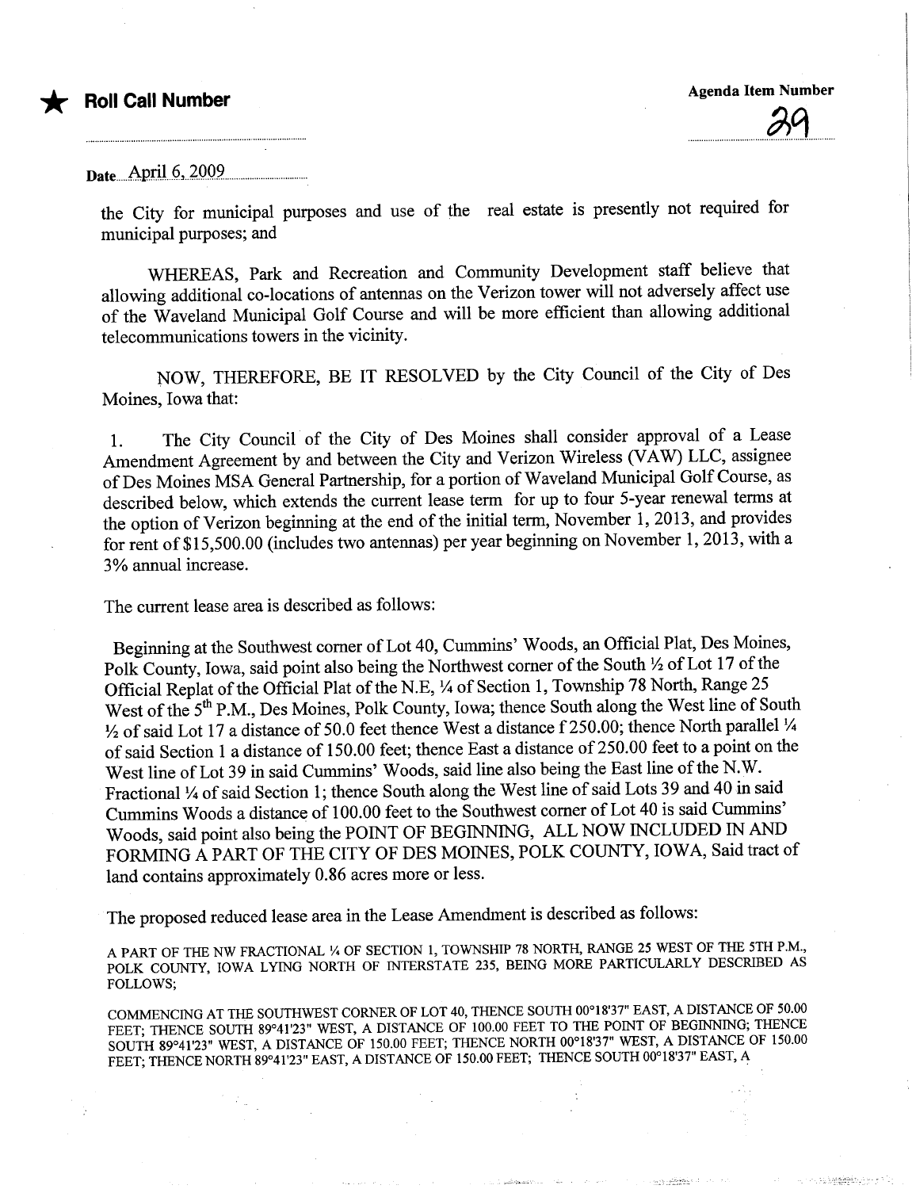★ **Roll Call Number**

**Agenda Item Number**

29

Date April 6, 2009

the City for municipal purposes and use of the real estate is presently not required for municipal purposes; and

WHEREAS, Park and Recreation and Community Development staff believe that allowing additional co-locations of antennas on the Verizon tower will not adversely affect use of the Waveland Municipal Golf Course and will be more efficient than allowing additional telecommunications towers in the vicinity.

NOW, THEREFORE, BE IT RESOLVED by the City Council of the City of Des Moines, Iowa that:

1. The City Council of the City of Des Moines shall consider approval of a Lease Amendment Agreement by and between the City and Verizon Wireless (VAW) LLC, assignee of Des Moines MSA General Partnership, for a portion of Waveland Municipal Golf Course, as described below, which extends the current lease term for up to four 5-year renewal terms at the option of Verizon beginning at the end of the initial term, November 1, 2013, and provides for rent of $15,500.00 (includes two antennas) per year beginning on November 1, 2013, with a 3% annual increase.

The current lease area is described as follows:

Beginning at the Southwest corner of Lot 40, Cummins' Woods, an Official Plat, Des Moines, Polk County, Iowa, said point also being the Northwest corner of the South ½ of Lot 17 of the Official Replat of the Official Plat of the N.E, ¼ of Section 1, Township 78 North, Range 25 West of the 5th P.M., Des Moines, Polk County, Iowa; thence South along the West line of South ½ of said Lot 17 a distance of 50.0 feet thence West a distance f 250.00; thence North parallel ¼ of said Section 1 a distance of 150.00 feet; thence East a distance of 250.00 feet to a point on the West line of Lot 39 in said Cummins' Woods, said line also being the East line of the N.W. Fractional ¼ of said Section 1; thence South along the West line of said Lots 39 and 40 in said Cummins Woods a distance of 100.00 feet to the Southwest corner of Lot 40 is said Cummins' Woods, said point also being the POINT OF BEGINNING, ALL NOW INCLUDED IN AND FORMING A PART OF THE CITY OF DES MOINES, POLK COUNTY, IOWA, Said tract of land contains approximately 0.86 acres more or less.

The proposed reduced lease area in the Lease Amendment is described as follows:

A PART OF THE NW FRACTIONAL ¼ OF SECTION 1, TOWNSHIP 78 NORTH, RANGE 25 WEST OF THE 5TH P.M., POLK COUNTY, IOWA LYING NORTH OF INTERSTATE 235, BEING MORE PARTICULARLY DESCRIBED AS FOLLOWS;

COMMENCING AT THE SOUTHWEST CORNER OF LOT 40, THENCE SOUTH 00°18'37" EAST, A DISTANCE OF 50.00 FEET; THENCE SOUTH 89°41'23" WEST, A DISTANCE OF 100.00 FEET TO THE POINT OF BEGINNING; THENCE SOUTH 89°41'23" WEST, A DISTANCE OF 150.00 FEET; THENCE NORTH 00°18'37" WEST, A DISTANCE OF 150.00 FEET; THENCE NORTH 89°41'23" EAST, A DISTANCE OF 150.00 FEET; THENCE SOUTH 00°18'37" EAST, A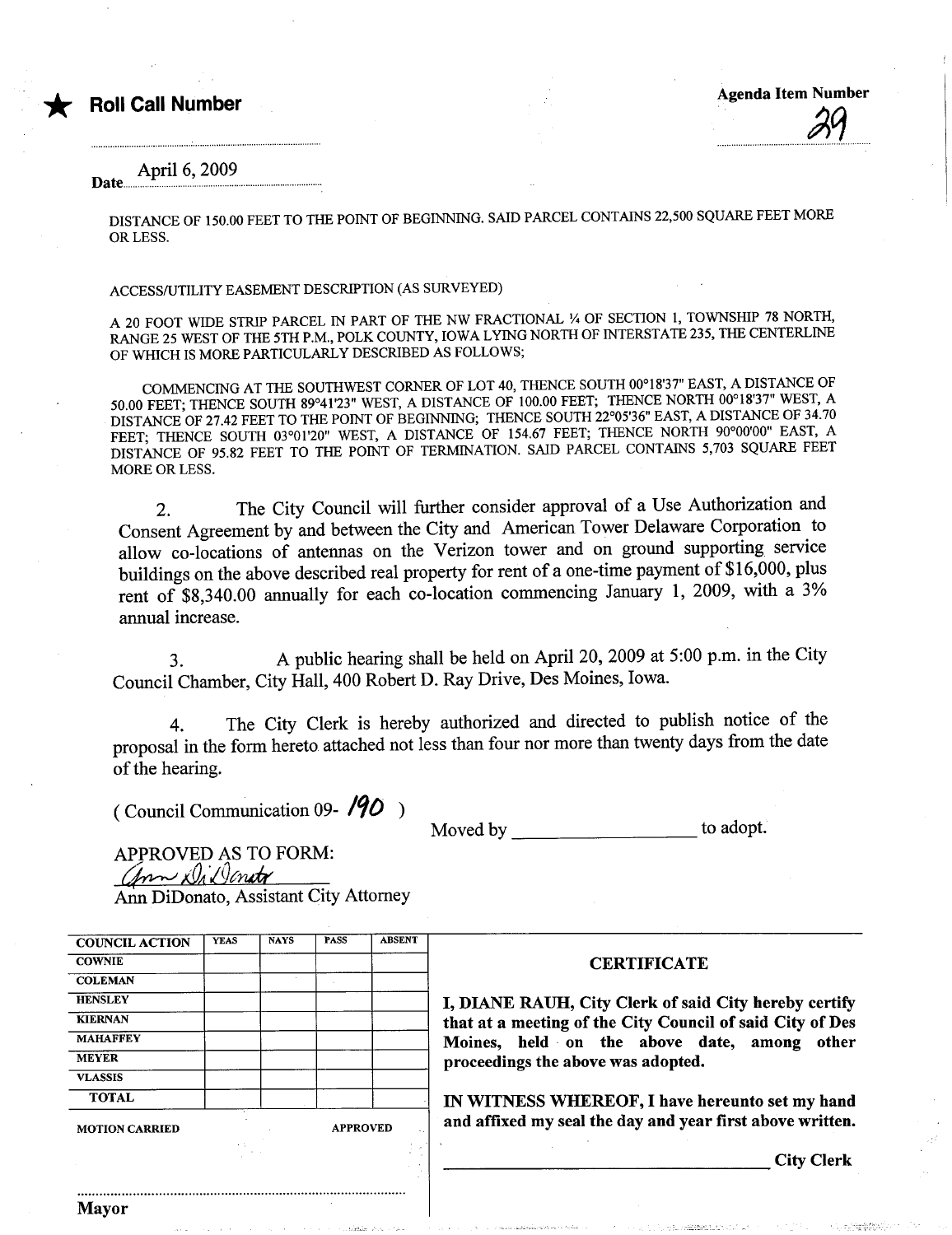★ **Roll Call Number**

Agenda Item Number
39

Date April 6, 2009

DISTANCE OF 150.00 FEET TO THE POINT OF BEGINNING. SAID PARCEL CONTAINS 22,500 SQUARE FEET MORE OR LESS.

ACCESS/UTILITY EASEMENT DESCRIPTION (AS SURVEYED)

A 20 FOOT WIDE STRIP PARCEL IN PART OF THE NW FRACTIONAL ¼ OF SECTION 1, TOWNSHIP 78 NORTH, RANGE 25 WEST OF THE 5TH P.M., POLK COUNTY, IOWA LYING NORTH OF INTERSTATE 235, THE CENTERLINE OF WHICH IS MORE PARTICULARLY DESCRIBED AS FOLLOWS;

COMMENCING AT THE SOUTHWEST CORNER OF LOT 40, THENCE SOUTH 00°18'37" EAST, A DISTANCE OF 50.00 FEET; THENCE SOUTH 89°41'23" WEST, A DISTANCE OF 100.00 FEET; THENCE NORTH 00°18'37" WEST, A DISTANCE OF 27.42 FEET TO THE POINT OF BEGINNING; THENCE SOUTH 22°05'36" EAST, A DISTANCE OF 34.70 FEET; THENCE SOUTH 03°01'20" WEST, A DISTANCE OF 154.67 FEET; THENCE NORTH 90°00'00" EAST, A DISTANCE OF 95.82 FEET TO THE POINT OF TERMINATION. SAID PARCEL CONTAINS 5,703 SQUARE FEET MORE OR LESS.

2. The City Council will further consider approval of a Use Authorization and Consent Agreement by and between the City and American Tower Delaware Corporation to allow co-locations of antennas on the Verizon tower and on ground supporting service buildings on the above described real property for rent of a one-time payment of $16,000, plus rent of $8,340.00 annually for each co-location commencing January 1, 2009, with a 3% annual increase.

3. A public hearing shall be held on April 20, 2009 at 5:00 p.m. in the City Council Chamber, City Hall, 400 Robert D. Ray Drive, Des Moines, Iowa.

4. The City Clerk is hereby authorized and directed to publish notice of the proposal in the form hereto attached not less than four nor more than twenty days from the date of the hearing.

( Council Communication 09- 190 )

Moved by ____________________ to adopt.

APPROVED AS TO FORM:
Ann DiDonato
Ann DiDonato, Assistant City Attorney

| COUNCIL ACTION | YEAS | NAYS | PASS | ABSENT |
|---|---|---|---|---|
| COWNIE | | | | |
| COLEMAN | | | | |
| HENSLEY | | | | |
| KIERNAN | | | | |
| MAHAFFEY | | | | |
| MEYER | | | | |
| VLASSIS | | | | |
| TOTAL | | | | |

MOTION CARRIED APPROVED

Mayor

**CERTIFICATE**

**I, DIANE RAUH, City Clerk of said City hereby certify that at a meeting of the City Council of said City of Des Moines, held on the above date, among other proceedings the above was adopted.**

**IN WITNESS WHEREOF, I have hereunto set my hand and affixed my seal the day and year first above written.**

____________________ **City Clerk**